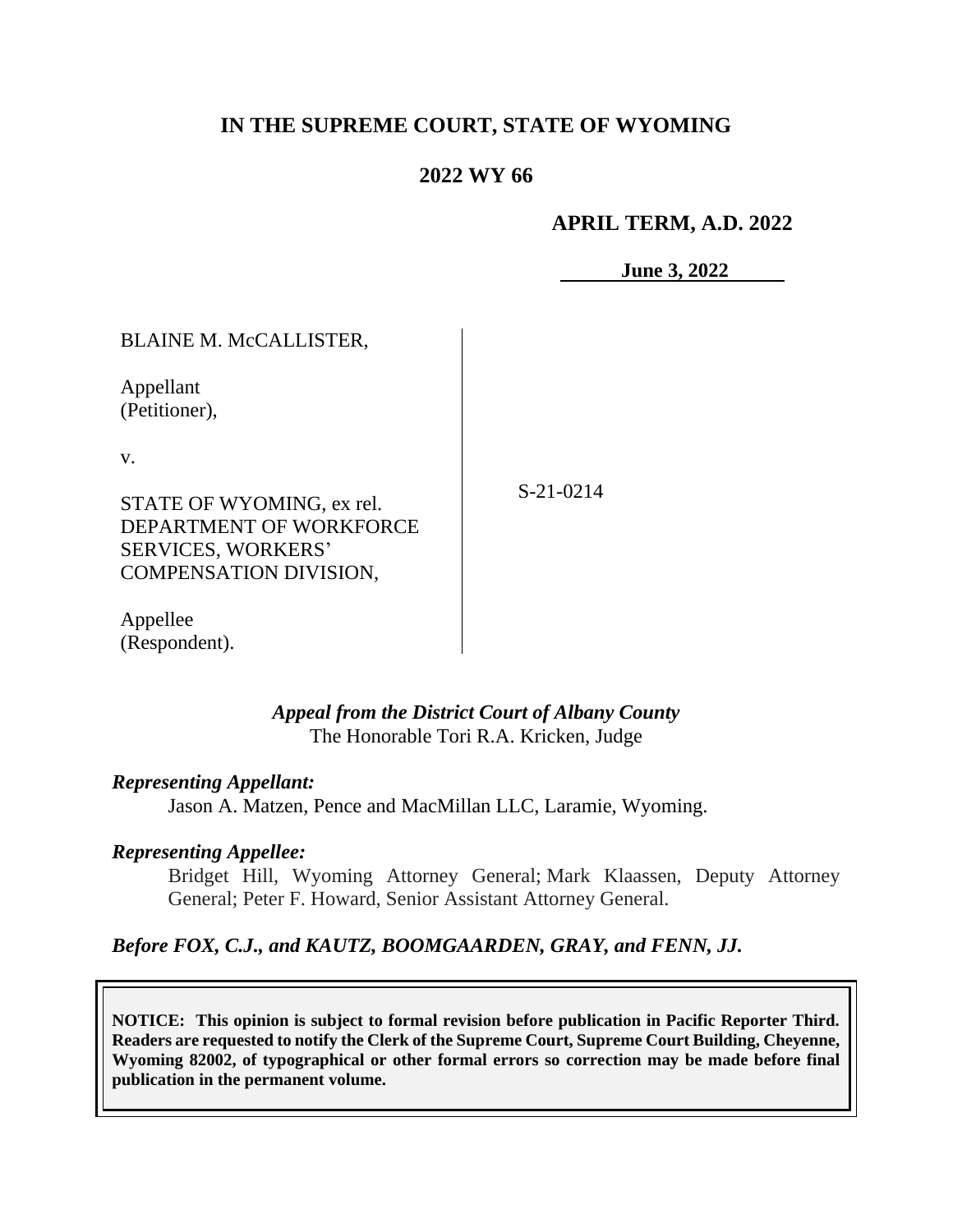# IN THE SUPREME COURT, STATE OF WYOMING

## 2022 WY 66

**APRIL TERM, A.D. 2022**

**June 3, 2022**

BLAINE M. McCALLISTER,

Appellant
(Petitioner),

v.

STATE OF WYOMING, ex rel. DEPARTMENT OF WORKFORCE SERVICES, WORKERS' COMPENSATION DIVISION,

Appellee
(Respondent).

S-21-0214

*Appeal from the District Court of Albany County*
The Honorable Tori R.A. Kricken, Judge

***Representing Appellant:***

Jason A. Matzen, Pence and MacMillan LLC, Laramie, Wyoming.

***Representing Appellee:***

Bridget Hill, Wyoming Attorney General; Mark Klaassen, Deputy Attorney General; Peter F. Howard, Senior Assistant Attorney General.

***Before FOX, C.J., and KAUTZ, BOOMGAARDEN, GRAY, and FENN, JJ.***

**NOTICE: This opinion is subject to formal revision before publication in Pacific Reporter Third. Readers are requested to notify the Clerk of the Supreme Court, Supreme Court Building, Cheyenne, Wyoming 82002, of typographical or other formal errors so correction may be made before final publication in the permanent volume.**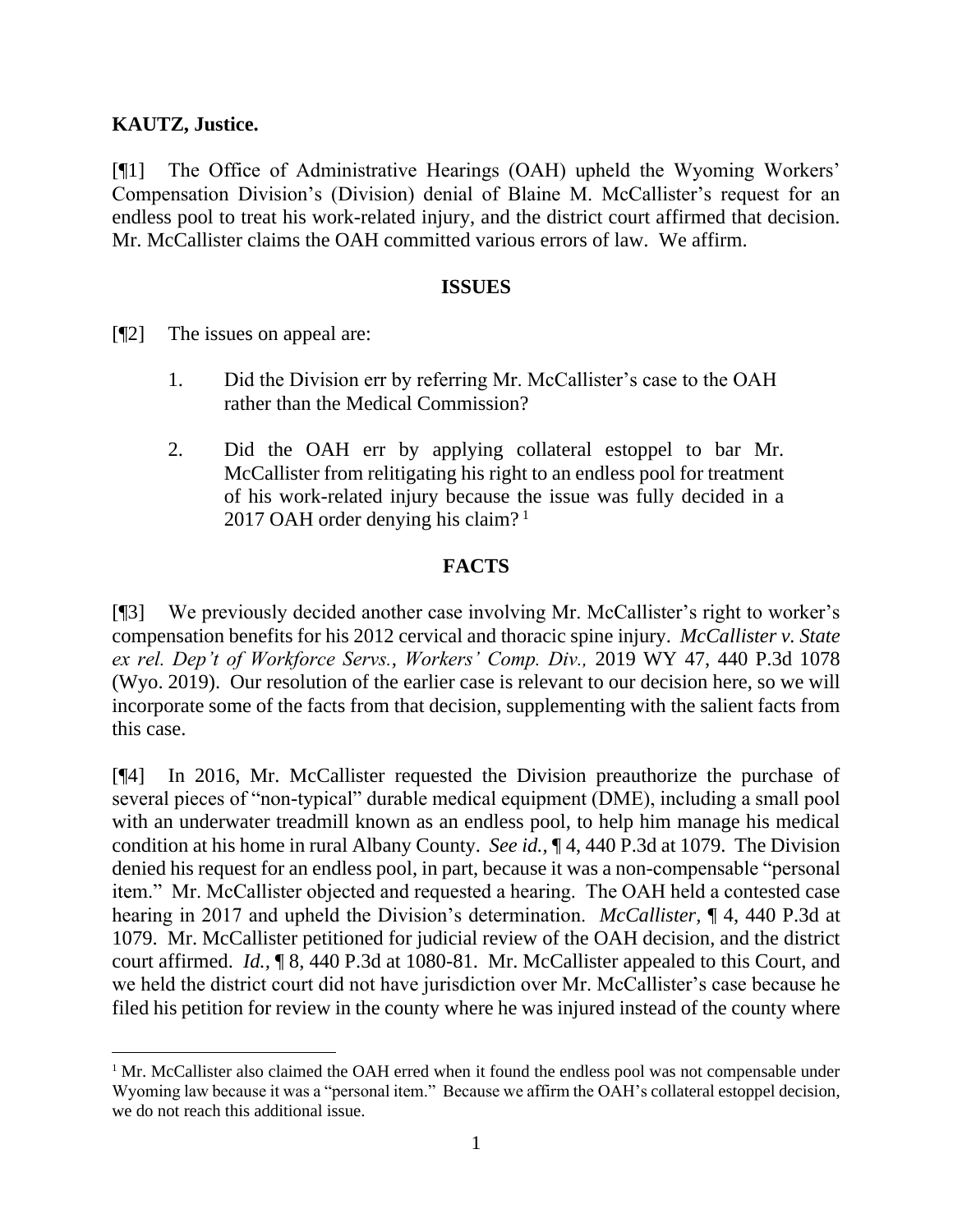**KAUTZ, Justice.**

[¶1] The Office of Administrative Hearings (OAH) upheld the Wyoming Workers' Compensation Division's (Division) denial of Blaine M. McCallister's request for an endless pool to treat his work-related injury, and the district court affirmed that decision. Mr. McCallister claims the OAH committed various errors of law. We affirm.

## ISSUES

[¶2] The issues on appeal are:

1. Did the Division err by referring Mr. McCallister's case to the OAH rather than the Medical Commission?

2. Did the OAH err by applying collateral estoppel to bar Mr. McCallister from relitigating his right to an endless pool for treatment of his work-related injury because the issue was fully decided in a 2017 OAH order denying his claim? [1]

## FACTS

[¶3] We previously decided another case involving Mr. McCallister's right to worker's compensation benefits for his 2012 cervical and thoracic spine injury. *McCallister v. State ex rel. Dep't of Workforce Servs., Workers' Comp. Div.,* 2019 WY 47, 440 P.3d 1078 (Wyo. 2019). Our resolution of the earlier case is relevant to our decision here, so we will incorporate some of the facts from that decision, supplementing with the salient facts from this case.

[¶4] In 2016, Mr. McCallister requested the Division preauthorize the purchase of several pieces of "non-typical" durable medical equipment (DME), including a small pool with an underwater treadmill known as an endless pool, to help him manage his medical condition at his home in rural Albany County. *See id.,* ¶ 4, 440 P.3d at 1079. The Division denied his request for an endless pool, in part, because it was a non-compensable "personal item." Mr. McCallister objected and requested a hearing. The OAH held a contested case hearing in 2017 and upheld the Division's determination. *McCallister,* ¶ 4, 440 P.3d at 1079. Mr. McCallister petitioned for judicial review of the OAH decision, and the district court affirmed. *Id.,* ¶ 8, 440 P.3d at 1080-81. Mr. McCallister appealed to this Court, and we held the district court did not have jurisdiction over Mr. McCallister's case because he filed his petition for review in the county where he was injured instead of the county where

---

[1] Mr. McCallister also claimed the OAH erred when it found the endless pool was not compensable under Wyoming law because it was a "personal item." Because we affirm the OAH's collateral estoppel decision, we do not reach this additional issue.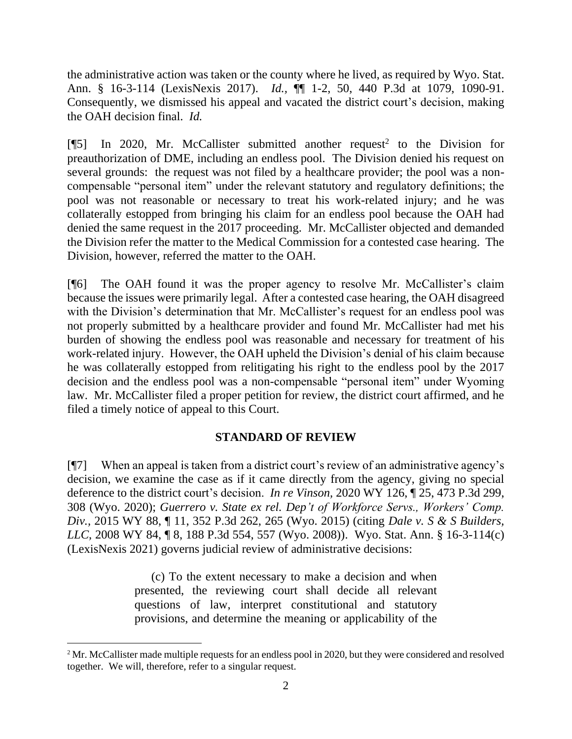the administrative action was taken or the county where he lived, as required by Wyo. Stat. Ann. § 16-3-114 (LexisNexis 2017). *Id.*, ¶¶ 1-2, 50, 440 P.3d at 1079, 1090-91. Consequently, we dismissed his appeal and vacated the district court's decision, making the OAH decision final. *Id.*

[¶5] In 2020, Mr. McCallister submitted another request[2] to the Division for preauthorization of DME, including an endless pool. The Division denied his request on several grounds: the request was not filed by a healthcare provider; the pool was a non-compensable "personal item" under the relevant statutory and regulatory definitions; the pool was not reasonable or necessary to treat his work-related injury; and he was collaterally estopped from bringing his claim for an endless pool because the OAH had denied the same request in the 2017 proceeding. Mr. McCallister objected and demanded the Division refer the matter to the Medical Commission for a contested case hearing. The Division, however, referred the matter to the OAH.

[¶6] The OAH found it was the proper agency to resolve Mr. McCallister's claim because the issues were primarily legal. After a contested case hearing, the OAH disagreed with the Division's determination that Mr. McCallister's request for an endless pool was not properly submitted by a healthcare provider and found Mr. McCallister had met his burden of showing the endless pool was reasonable and necessary for treatment of his work-related injury. However, the OAH upheld the Division's denial of his claim because he was collaterally estopped from relitigating his right to the endless pool by the 2017 decision and the endless pool was a non-compensable "personal item" under Wyoming law. Mr. McCallister filed a proper petition for review, the district court affirmed, and he filed a timely notice of appeal to this Court.

## STANDARD OF REVIEW

[¶7] When an appeal is taken from a district court's review of an administrative agency's decision, we examine the case as if it came directly from the agency, giving no special deference to the district court's decision. *In re Vinson*, 2020 WY 126, ¶ 25, 473 P.3d 299, 308 (Wyo. 2020); *Guerrero v. State ex rel. Dep't of Workforce Servs., Workers' Comp. Div.*, 2015 WY 88, ¶ 11, 352 P.3d 262, 265 (Wyo. 2015) (citing *Dale v. S & S Builders, LLC*, 2008 WY 84, ¶ 8, 188 P.3d 554, 557 (Wyo. 2008)). Wyo. Stat. Ann. § 16-3-114(c) (LexisNexis 2021) governs judicial review of administrative decisions:

> (c) To the extent necessary to make a decision and when presented, the reviewing court shall decide all relevant questions of law, interpret constitutional and statutory provisions, and determine the meaning or applicability of the

---

[2] Mr. McCallister made multiple requests for an endless pool in 2020, but they were considered and resolved together. We will, therefore, refer to a singular request.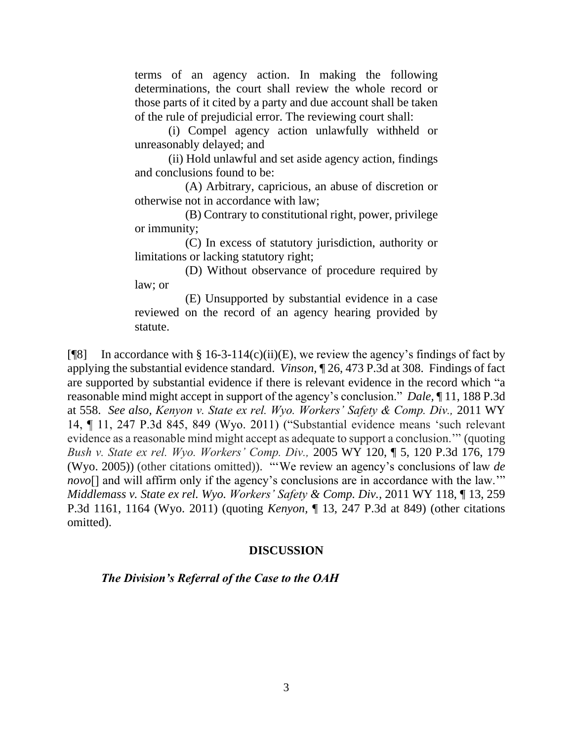> terms of an agency action. In making the following determinations, the court shall review the whole record or those parts of it cited by a party and due account shall be taken of the rule of prejudicial error. The reviewing court shall:
>
> (i) Compel agency action unlawfully withheld or unreasonably delayed; and
>
> (ii) Hold unlawful and set aside agency action, findings and conclusions found to be:
>
> (A) Arbitrary, capricious, an abuse of discretion or otherwise not in accordance with law;
>
> (B) Contrary to constitutional right, power, privilege or immunity;
>
> (C) In excess of statutory jurisdiction, authority or limitations or lacking statutory right;
>
> (D) Without observance of procedure required by law; or
>
> (E) Unsupported by substantial evidence in a case reviewed on the record of an agency hearing provided by statute.

[¶8] In accordance with § 16-3-114(c)(ii)(E), we review the agency's findings of fact by applying the substantial evidence standard. *Vinson,* ¶ 26, 473 P.3d at 308. Findings of fact are supported by substantial evidence if there is relevant evidence in the record which "a reasonable mind might accept in support of the agency's conclusion." *Dale,* ¶ 11, 188 P.3d at 558. *See also, Kenyon v. State ex rel. Wyo. Workers' Safety & Comp. Div.,* 2011 WY 14, ¶ 11, 247 P.3d 845, 849 (Wyo. 2011) ("Substantial evidence means 'such relevant evidence as a reasonable mind might accept as adequate to support a conclusion.'" (quoting *Bush v. State ex rel. Wyo. Workers' Comp. Div.,* 2005 WY 120, ¶ 5, 120 P.3d 176, 179 (Wyo. 2005)) (other citations omitted)). "'We review an agency's conclusions of law *de novo*[] and will affirm only if the agency's conclusions are in accordance with the law.'" *Middlemass v. State ex rel. Wyo. Workers' Safety & Comp. Div.,* 2011 WY 118, ¶ 13, 259 P.3d 1161, 1164 (Wyo. 2011) (quoting *Kenyon,* ¶ 13, 247 P.3d at 849) (other citations omitted).

## DISCUSSION

### *The Division's Referral of the Case to the OAH*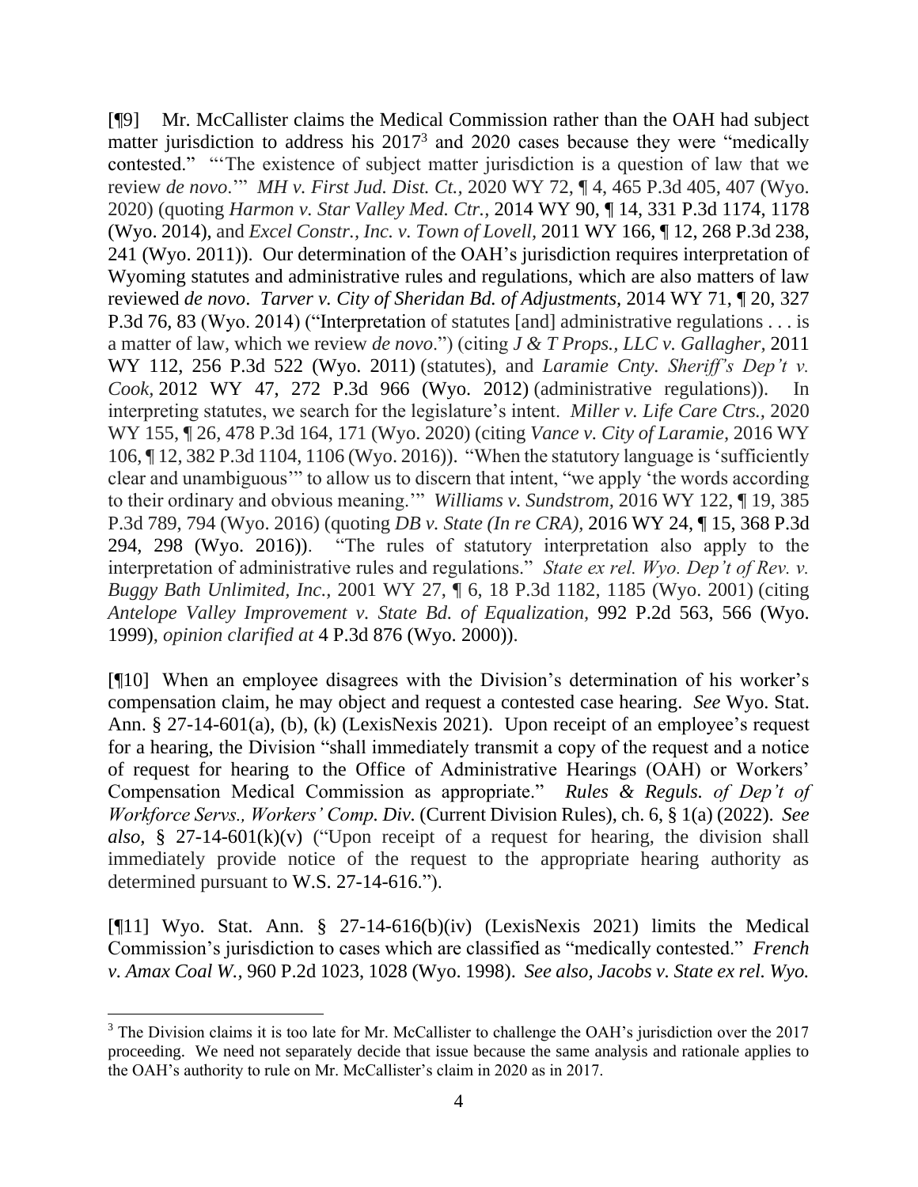[¶9] Mr. McCallister claims the Medical Commission rather than the OAH had subject matter jurisdiction to address his 2017[3] and 2020 cases because they were "medically contested." "'The existence of subject matter jurisdiction is a question of law that we review *de novo*.'" *MH v. First Jud. Dist. Ct.,* 2020 WY 72, ¶ 4, 465 P.3d 405, 407 (Wyo. 2020) (quoting *Harmon v. Star Valley Med. Ctr.,* 2014 WY 90, ¶ 14, 331 P.3d 1174, 1178 (Wyo. 2014), and *Excel Constr., Inc. v. Town of Lovell,* 2011 WY 166, ¶ 12, 268 P.3d 238, 241 (Wyo. 2011)). Our determination of the OAH's jurisdiction requires interpretation of Wyoming statutes and administrative rules and regulations, which are also matters of law reviewed *de novo*. *Tarver v. City of Sheridan Bd. of Adjustments,* 2014 WY 71, ¶ 20, 327 P.3d 76, 83 (Wyo. 2014) ("Interpretation of statutes [and] administrative regulations . . . is a matter of law, which we review *de novo*.") (citing *J & T Props., LLC v. Gallagher,* 2011 WY 112, 256 P.3d 522 (Wyo. 2011) (statutes), and *Laramie Cnty. Sheriff's Dep't v. Cook,* 2012 WY 47, 272 P.3d 966 (Wyo. 2012) (administrative regulations)). In interpreting statutes, we search for the legislature's intent. *Miller v. Life Care Ctrs.,* 2020 WY 155, ¶ 26, 478 P.3d 164, 171 (Wyo. 2020) (citing *Vance v. City of Laramie*, 2016 WY 106, ¶ 12, 382 P.3d 1104, 1106 (Wyo. 2016)). "When the statutory language is 'sufficiently clear and unambiguous'" to allow us to discern that intent, "we apply 'the words according to their ordinary and obvious meaning.'" *Williams v. Sundstrom,* 2016 WY 122, ¶ 19, 385 P.3d 789, 794 (Wyo. 2016) (quoting *DB v. State (In re CRA),* 2016 WY 24, ¶ 15, 368 P.3d 294, 298 (Wyo. 2016)). "The rules of statutory interpretation also apply to the interpretation of administrative rules and regulations." *State ex rel. Wyo. Dep't of Rev. v. Buggy Bath Unlimited, Inc.,* 2001 WY 27, ¶ 6, 18 P.3d 1182, 1185 (Wyo. 2001) (citing *Antelope Valley Improvement v. State Bd. of Equalization,* 992 P.2d 563, 566 (Wyo. 1999), *opinion clarified at* 4 P.3d 876 (Wyo. 2000)).

[¶10] When an employee disagrees with the Division's determination of his worker's compensation claim, he may object and request a contested case hearing. *See* Wyo. Stat. Ann. § 27-14-601(a), (b), (k) (LexisNexis 2021). Upon receipt of an employee's request for a hearing, the Division "shall immediately transmit a copy of the request and a notice of request for hearing to the Office of Administrative Hearings (OAH) or Workers' Compensation Medical Commission as appropriate." *Rules & Reguls. of Dep't of Workforce Servs., Workers' Comp. Div.* (Current Division Rules), ch. 6, § 1(a) (2022). *See also,* § 27-14-601(k)(v) ("Upon receipt of a request for hearing, the division shall immediately provide notice of the request to the appropriate hearing authority as determined pursuant to W.S. 27-14-616.").

[¶11] Wyo. Stat. Ann. § 27-14-616(b)(iv) (LexisNexis 2021) limits the Medical Commission's jurisdiction to cases which are classified as "medically contested." *French v. Amax Coal W.,* 960 P.2d 1023, 1028 (Wyo. 1998). *See also, Jacobs v. State ex rel. Wyo.*

[3] The Division claims it is too late for Mr. McCallister to challenge the OAH's jurisdiction over the 2017 proceeding. We need not separately decide that issue because the same analysis and rationale applies to the OAH's authority to rule on Mr. McCallister's claim in 2020 as in 2017.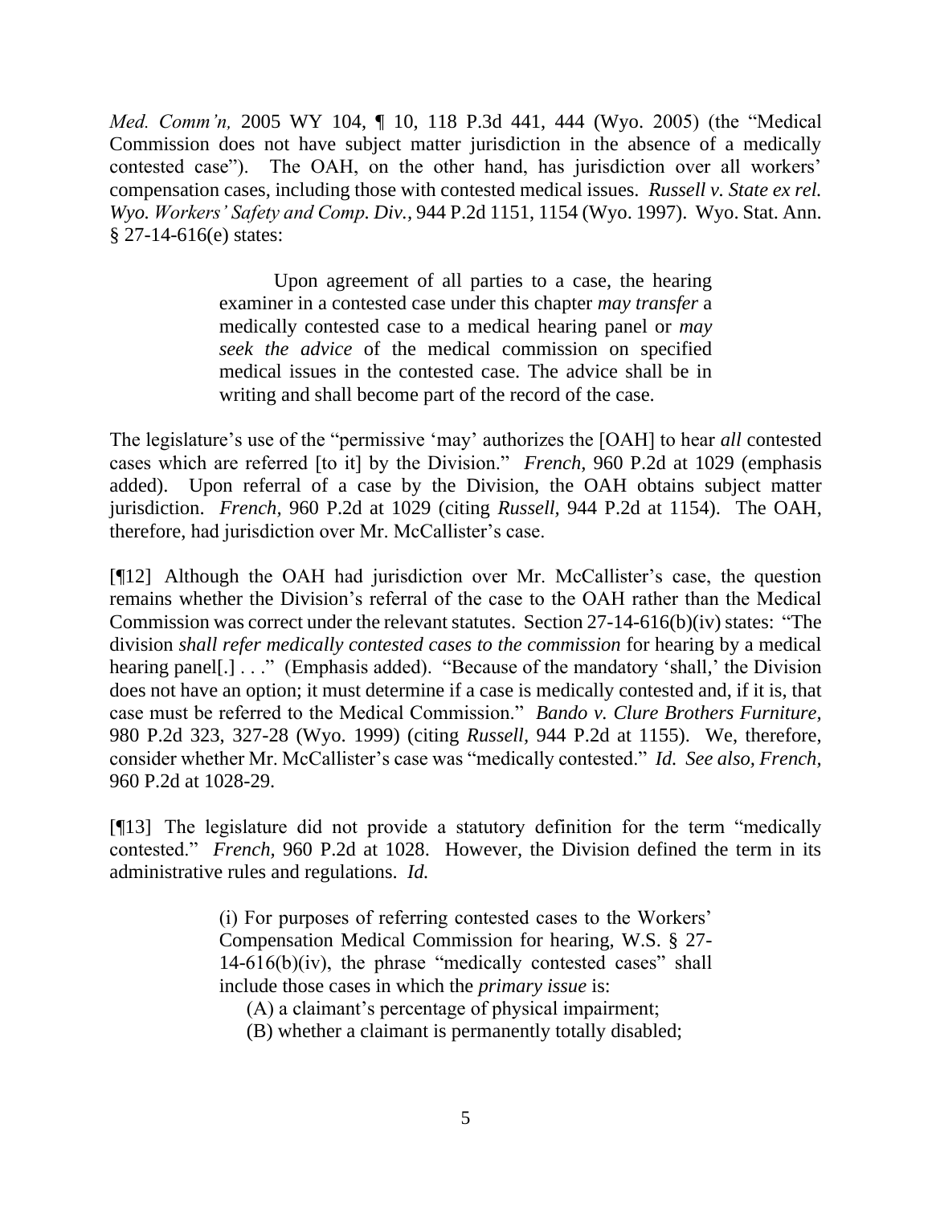*Med. Comm'n,* 2005 WY 104, ¶ 10, 118 P.3d 441, 444 (Wyo. 2005) (the "Medical Commission does not have subject matter jurisdiction in the absence of a medically contested case"). The OAH, on the other hand, has jurisdiction over all workers' compensation cases, including those with contested medical issues. *Russell v. State ex rel. Wyo. Workers' Safety and Comp. Div.,* 944 P.2d 1151, 1154 (Wyo. 1997). Wyo. Stat. Ann. § 27-14-616(e) states:

> Upon agreement of all parties to a case, the hearing examiner in a contested case under this chapter *may transfer* a medically contested case to a medical hearing panel or *may seek the advice* of the medical commission on specified medical issues in the contested case. The advice shall be in writing and shall become part of the record of the case.

The legislature's use of the "permissive 'may' authorizes the [OAH] to hear *all* contested cases which are referred [to it] by the Division." *French,* 960 P.2d at 1029 (emphasis added). Upon referral of a case by the Division, the OAH obtains subject matter jurisdiction. *French,* 960 P.2d at 1029 (citing *Russell,* 944 P.2d at 1154). The OAH, therefore, had jurisdiction over Mr. McCallister's case.

[¶12] Although the OAH had jurisdiction over Mr. McCallister's case, the question remains whether the Division's referral of the case to the OAH rather than the Medical Commission was correct under the relevant statutes. Section 27-14-616(b)(iv) states: "The division *shall refer medically contested cases to the commission* for hearing by a medical hearing panel[.] . . ." (Emphasis added). "Because of the mandatory 'shall,' the Division does not have an option; it must determine if a case is medically contested and, if it is, that case must be referred to the Medical Commission." *Bando v. Clure Brothers Furniture,* 980 P.2d 323, 327-28 (Wyo. 1999) (citing *Russell,* 944 P.2d at 1155). We, therefore, consider whether Mr. McCallister's case was "medically contested." *Id. See also, French,* 960 P.2d at 1028-29.

[¶13] The legislature did not provide a statutory definition for the term "medically contested." *French,* 960 P.2d at 1028. However, the Division defined the term in its administrative rules and regulations. *Id.*

> (i) For purposes of referring contested cases to the Workers' Compensation Medical Commission for hearing, W.S. § 27-14-616(b)(iv), the phrase "medically contested cases" shall include those cases in which the *primary issue* is:
>
> (A) a claimant's percentage of physical impairment;
>
> (B) whether a claimant is permanently totally disabled;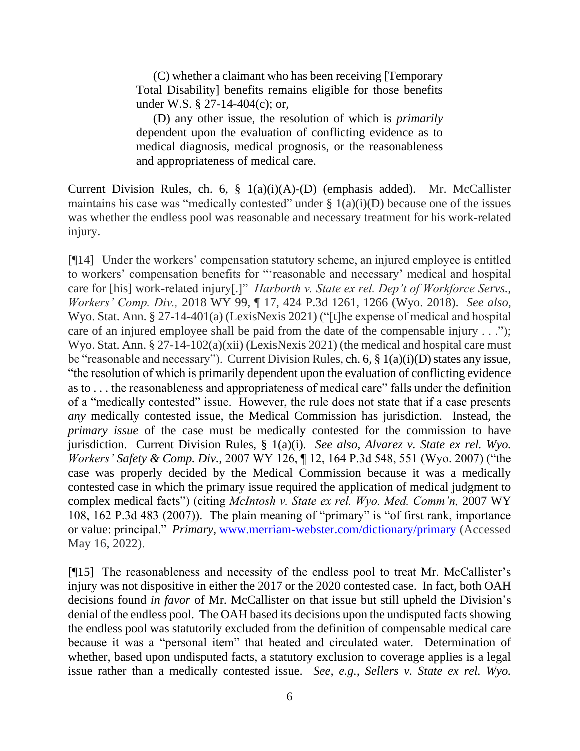> (C) whether a claimant who has been receiving [Temporary Total Disability] benefits remains eligible for those benefits under W.S. § 27-14-404(c); or,
>
> (D) any other issue, the resolution of which is *primarily* dependent upon the evaluation of conflicting evidence as to medical diagnosis, medical prognosis, or the reasonableness and appropriateness of medical care.

Current Division Rules, ch. 6, § 1(a)(i)(A)-(D) (emphasis added). Mr. McCallister maintains his case was "medically contested" under § 1(a)(i)(D) because one of the issues was whether the endless pool was reasonable and necessary treatment for his work-related injury.

[¶14] Under the workers' compensation statutory scheme, an injured employee is entitled to workers' compensation benefits for "'reasonable and necessary' medical and hospital care for [his] work-related injury[.]" *Harborth v. State ex rel. Dep't of Workforce Servs., Workers' Comp. Div.,* 2018 WY 99, ¶ 17, 424 P.3d 1261, 1266 (Wyo. 2018). *See also,* Wyo. Stat. Ann. § 27-14-401(a) (LexisNexis 2021) ("[t]he expense of medical and hospital care of an injured employee shall be paid from the date of the compensable injury . . ."); Wyo. Stat. Ann. § 27-14-102(a)(xii) (LexisNexis 2021) (the medical and hospital care must be "reasonable and necessary"). Current Division Rules, ch. 6, § 1(a)(i)(D) states any issue, "the resolution of which is primarily dependent upon the evaluation of conflicting evidence as to . . . the reasonableness and appropriateness of medical care" falls under the definition of a "medically contested" issue. However, the rule does not state that if a case presents *any* medically contested issue, the Medical Commission has jurisdiction. Instead, the *primary issue* of the case must be medically contested for the commission to have jurisdiction. Current Division Rules, § 1(a)(i). *See also, Alvarez v. State ex rel. Wyo. Workers' Safety & Comp. Div.,* 2007 WY 126, ¶ 12, 164 P.3d 548, 551 (Wyo. 2007) ("the case was properly decided by the Medical Commission because it was a medically contested case in which the primary issue required the application of medical judgment to complex medical facts") (citing *McIntosh v. State ex rel. Wyo. Med. Comm'n,* 2007 WY 108, 162 P.3d 483 (2007)). The plain meaning of "primary" is "of first rank, importance or value: principal." *Primary,* www.merriam-webster.com/dictionary/primary (Accessed May 16, 2022).

[¶15] The reasonableness and necessity of the endless pool to treat Mr. McCallister's injury was not dispositive in either the 2017 or the 2020 contested case. In fact, both OAH decisions found *in favor* of Mr. McCallister on that issue but still upheld the Division's denial of the endless pool. The OAH based its decisions upon the undisputed facts showing the endless pool was statutorily excluded from the definition of compensable medical care because it was a "personal item" that heated and circulated water. Determination of whether, based upon undisputed facts, a statutory exclusion to coverage applies is a legal issue rather than a medically contested issue. *See, e.g., Sellers v. State ex rel. Wyo.*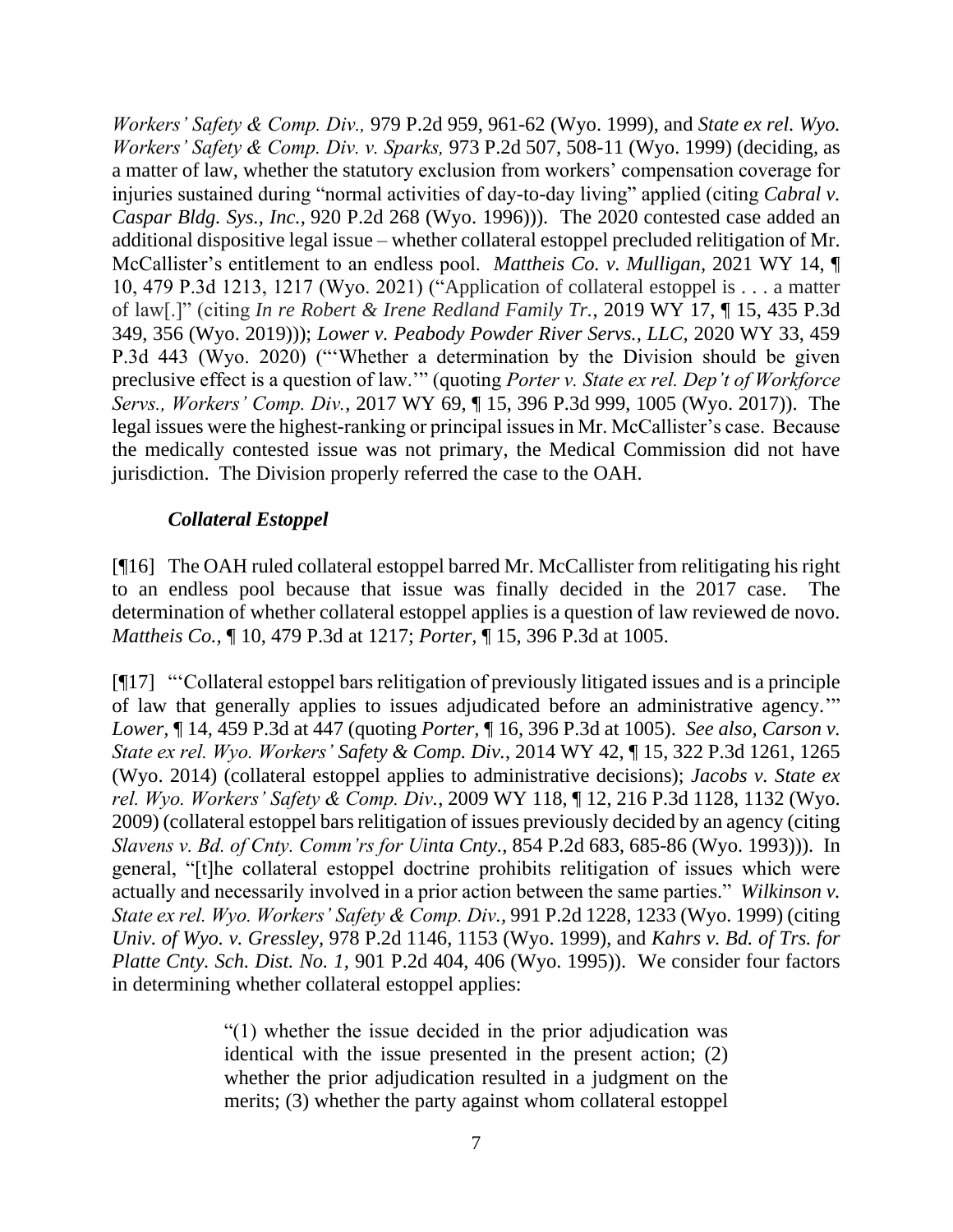*Workers' Safety & Comp. Div.,* 979 P.2d 959, 961-62 (Wyo. 1999), and *State ex rel. Wyo. Workers' Safety & Comp. Div. v. Sparks,* 973 P.2d 507, 508-11 (Wyo. 1999) (deciding, as a matter of law, whether the statutory exclusion from workers' compensation coverage for injuries sustained during "normal activities of day-to-day living" applied (citing *Cabral v. Caspar Bldg. Sys., Inc.,* 920 P.2d 268 (Wyo. 1996))). The 2020 contested case added an additional dispositive legal issue – whether collateral estoppel precluded relitigation of Mr. McCallister's entitlement to an endless pool. *Mattheis Co. v. Mulligan*, 2021 WY 14, ¶ 10, 479 P.3d 1213, 1217 (Wyo. 2021) ("Application of collateral estoppel is . . . a matter of law[.]" (citing *In re Robert & Irene Redland Family Tr.*, 2019 WY 17, ¶ 15, 435 P.3d 349, 356 (Wyo. 2019))); *Lower v. Peabody Powder River Servs., LLC,* 2020 WY 33, 459 P.3d 443 (Wyo. 2020) ("'Whether a determination by the Division should be given preclusive effect is a question of law.'" (quoting *Porter v. State ex rel. Dep't of Workforce Servs., Workers' Comp. Div.*, 2017 WY 69, ¶ 15, 396 P.3d 999, 1005 (Wyo. 2017)). The legal issues were the highest-ranking or principal issues in Mr. McCallister's case. Because the medically contested issue was not primary, the Medical Commission did not have jurisdiction. The Division properly referred the case to the OAH.

### *Collateral Estoppel*

[¶16] The OAH ruled collateral estoppel barred Mr. McCallister from relitigating his right to an endless pool because that issue was finally decided in the 2017 case. The determination of whether collateral estoppel applies is a question of law reviewed de novo. *Mattheis Co.,* ¶ 10, 479 P.3d at 1217; *Porter*, ¶ 15, 396 P.3d at 1005.

[¶17] "'Collateral estoppel bars relitigation of previously litigated issues and is a principle of law that generally applies to issues adjudicated before an administrative agency.'" *Lower,* ¶ 14, 459 P.3d at 447 (quoting *Porter,* ¶ 16, 396 P.3d at 1005). *See also, Carson v. State ex rel. Wyo. Workers' Safety & Comp. Div.*, 2014 WY 42, ¶ 15, 322 P.3d 1261, 1265 (Wyo. 2014) (collateral estoppel applies to administrative decisions); *Jacobs v. State ex rel. Wyo. Workers' Safety & Comp. Div.*, 2009 WY 118, ¶ 12, 216 P.3d 1128, 1132 (Wyo. 2009) (collateral estoppel bars relitigation of issues previously decided by an agency (citing *Slavens v. Bd. of Cnty. Comm'rs for Uinta Cnty.*, 854 P.2d 683, 685-86 (Wyo. 1993))). In general, "[t]he collateral estoppel doctrine prohibits relitigation of issues which were actually and necessarily involved in a prior action between the same parties." *Wilkinson v. State ex rel. Wyo. Workers' Safety & Comp. Div.*, 991 P.2d 1228, 1233 (Wyo. 1999) (citing *Univ. of Wyo. v. Gressley*, 978 P.2d 1146, 1153 (Wyo. 1999), and *Kahrs v. Bd. of Trs. for Platte Cnty. Sch. Dist. No. 1,* 901 P.2d 404, 406 (Wyo. 1995)). We consider four factors in determining whether collateral estoppel applies:

> "(1) whether the issue decided in the prior adjudication was identical with the issue presented in the present action; (2) whether the prior adjudication resulted in a judgment on the merits; (3) whether the party against whom collateral estoppel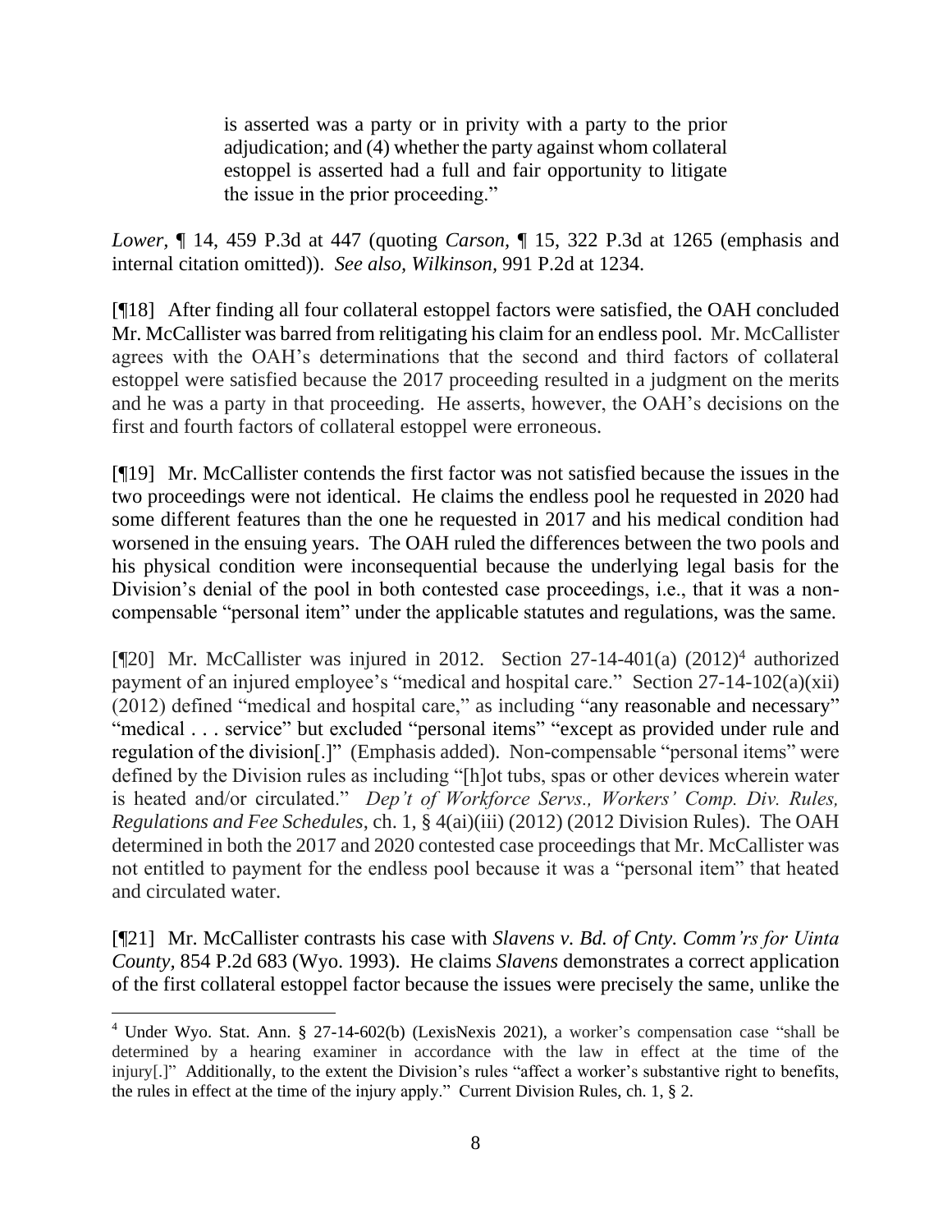> is asserted was a party or in privity with a party to the prior adjudication; and (4) whether the party against whom collateral estoppel is asserted had a full and fair opportunity to litigate the issue in the prior proceeding."

*Lower*, ¶ 14, 459 P.3d at 447 (quoting *Carson*, ¶ 15, 322 P.3d at 1265 (emphasis and internal citation omitted)). *See also*, *Wilkinson*, 991 P.2d at 1234.

[¶18] After finding all four collateral estoppel factors were satisfied, the OAH concluded Mr. McCallister was barred from relitigating his claim for an endless pool. Mr. McCallister agrees with the OAH's determinations that the second and third factors of collateral estoppel were satisfied because the 2017 proceeding resulted in a judgment on the merits and he was a party in that proceeding. He asserts, however, the OAH's decisions on the first and fourth factors of collateral estoppel were erroneous.

[¶19] Mr. McCallister contends the first factor was not satisfied because the issues in the two proceedings were not identical. He claims the endless pool he requested in 2020 had some different features than the one he requested in 2017 and his medical condition had worsened in the ensuing years. The OAH ruled the differences between the two pools and his physical condition were inconsequential because the underlying legal basis for the Division's denial of the pool in both contested case proceedings, i.e., that it was a non-compensable "personal item" under the applicable statutes and regulations, was the same.

[¶20] Mr. McCallister was injured in 2012. Section 27-14-401(a) (2012)[4] authorized payment of an injured employee's "medical and hospital care." Section 27-14-102(a)(xii) (2012) defined "medical and hospital care," as including "any reasonable and necessary" "medical . . . service" but excluded "personal items" "except as provided under rule and regulation of the division[.]" (Emphasis added). Non-compensable "personal items" were defined by the Division rules as including "[h]ot tubs, spas or other devices wherein water is heated and/or circulated." *Dep't of Workforce Servs., Workers' Comp. Div. Rules, Regulations and Fee Schedules*, ch. 1, § 4(ai)(iii) (2012) (2012 Division Rules). The OAH determined in both the 2017 and 2020 contested case proceedings that Mr. McCallister was not entitled to payment for the endless pool because it was a "personal item" that heated and circulated water.

[¶21] Mr. McCallister contrasts his case with *Slavens v. Bd. of Cnty. Comm'rs for Uinta County*, 854 P.2d 683 (Wyo. 1993). He claims *Slavens* demonstrates a correct application of the first collateral estoppel factor because the issues were precisely the same, unlike the

---

[4] Under Wyo. Stat. Ann. § 27-14-602(b) (LexisNexis 2021), a worker's compensation case "shall be determined by a hearing examiner in accordance with the law in effect at the time of the injury[.]" Additionally, to the extent the Division's rules "affect a worker's substantive right to benefits, the rules in effect at the time of the injury apply." Current Division Rules, ch. 1, § 2.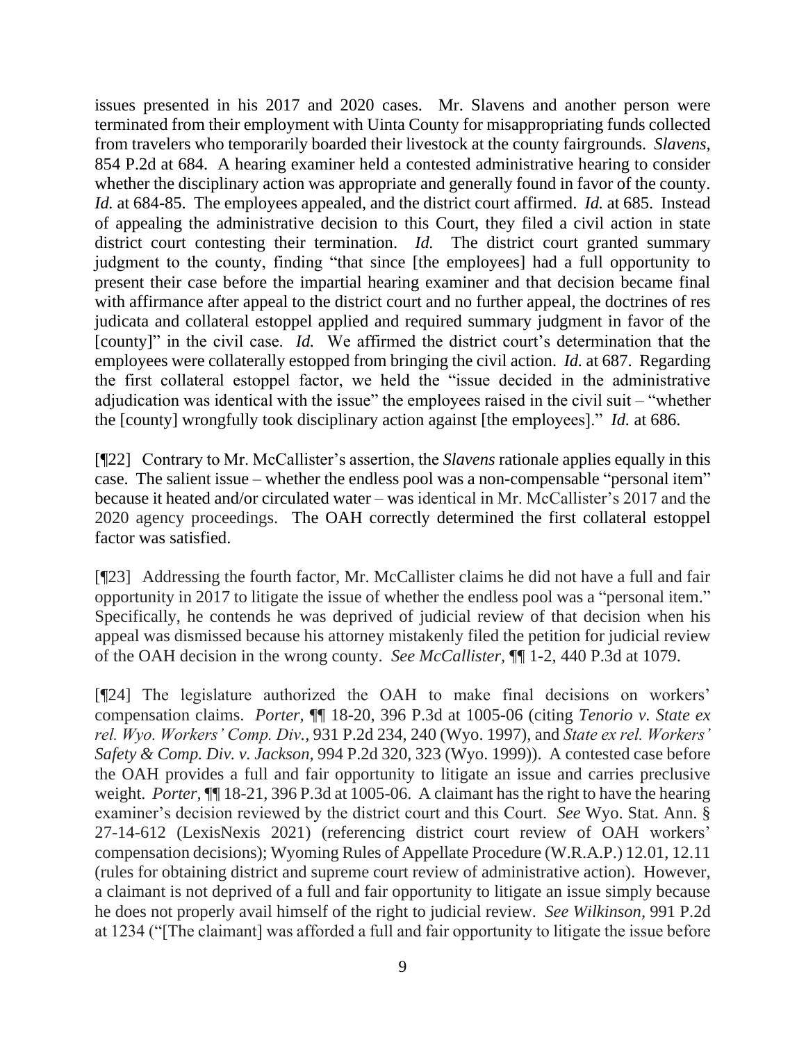issues presented in his 2017 and 2020 cases. Mr. Slavens and another person were terminated from their employment with Uinta County for misappropriating funds collected from travelers who temporarily boarded their livestock at the county fairgrounds. *Slavens,* 854 P.2d at 684. A hearing examiner held a contested administrative hearing to consider whether the disciplinary action was appropriate and generally found in favor of the county. *Id.* at 684-85. The employees appealed, and the district court affirmed. *Id.* at 685. Instead of appealing the administrative decision to this Court, they filed a civil action in state district court contesting their termination. *Id.* The district court granted summary judgment to the county, finding "that since [the employees] had a full opportunity to present their case before the impartial hearing examiner and that decision became final with affirmance after appeal to the district court and no further appeal, the doctrines of res judicata and collateral estoppel applied and required summary judgment in favor of the [county]" in the civil case. *Id.* We affirmed the district court's determination that the employees were collaterally estopped from bringing the civil action. *Id.* at 687. Regarding the first collateral estoppel factor, we held the "issue decided in the administrative adjudication was identical with the issue" the employees raised in the civil suit – "whether the [county] wrongfully took disciplinary action against [the employees]." *Id.* at 686.

[¶22] Contrary to Mr. McCallister's assertion, the *Slavens* rationale applies equally in this case. The salient issue – whether the endless pool was a non-compensable "personal item" because it heated and/or circulated water – was identical in Mr. McCallister's 2017 and the 2020 agency proceedings. The OAH correctly determined the first collateral estoppel factor was satisfied.

[¶23] Addressing the fourth factor, Mr. McCallister claims he did not have a full and fair opportunity in 2017 to litigate the issue of whether the endless pool was a "personal item." Specifically, he contends he was deprived of judicial review of that decision when his appeal was dismissed because his attorney mistakenly filed the petition for judicial review of the OAH decision in the wrong county. *See McCallister,* ¶¶ 1-2, 440 P.3d at 1079.

[¶24] The legislature authorized the OAH to make final decisions on workers' compensation claims. *Porter,* ¶¶ 18-20, 396 P.3d at 1005-06 (citing *Tenorio v. State ex rel. Wyo. Workers' Comp. Div.,* 931 P.2d 234, 240 (Wyo. 1997), and *State ex rel. Workers' Safety & Comp. Div. v. Jackson,* 994 P.2d 320, 323 (Wyo. 1999)). A contested case before the OAH provides a full and fair opportunity to litigate an issue and carries preclusive weight. *Porter,* ¶¶ 18-21, 396 P.3d at 1005-06. A claimant has the right to have the hearing examiner's decision reviewed by the district court and this Court. *See* Wyo. Stat. Ann. § 27-14-612 (LexisNexis 2021) (referencing district court review of OAH workers' compensation decisions); Wyoming Rules of Appellate Procedure (W.R.A.P.) 12.01, 12.11 (rules for obtaining district and supreme court review of administrative action). However, a claimant is not deprived of a full and fair opportunity to litigate an issue simply because he does not properly avail himself of the right to judicial review. *See Wilkinson,* 991 P.2d at 1234 ("[The claimant] was afforded a full and fair opportunity to litigate the issue before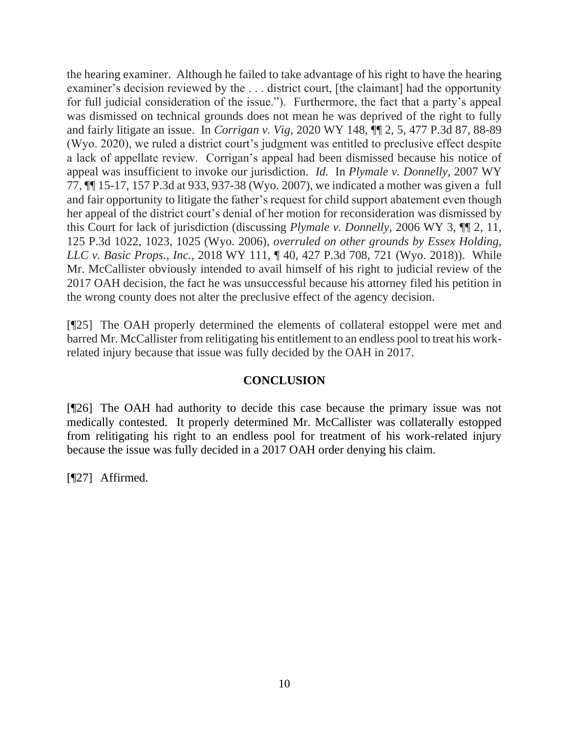the hearing examiner. Although he failed to take advantage of his right to have the hearing examiner's decision reviewed by the . . . district court, [the claimant] had the opportunity for full judicial consideration of the issue."). Furthermore, the fact that a party's appeal was dismissed on technical grounds does not mean he was deprived of the right to fully and fairly litigate an issue. In *Corrigan v. Vig*, 2020 WY 148, ¶¶ 2, 5, 477 P.3d 87, 88-89 (Wyo. 2020), we ruled a district court's judgment was entitled to preclusive effect despite a lack of appellate review. Corrigan's appeal had been dismissed because his notice of appeal was insufficient to invoke our jurisdiction. *Id.* In *Plymale v. Donnelly*, 2007 WY 77, ¶¶ 15-17, 157 P.3d at 933, 937-38 (Wyo. 2007), we indicated a mother was given a full and fair opportunity to litigate the father's request for child support abatement even though her appeal of the district court's denial of her motion for reconsideration was dismissed by this Court for lack of jurisdiction (discussing *Plymale v. Donnelly*, 2006 WY 3, ¶¶ 2, 11, 125 P.3d 1022, 1023, 1025 (Wyo. 2006), *overruled on other grounds by Essex Holding, LLC v. Basic Props., Inc.*, 2018 WY 111, ¶ 40, 427 P.3d 708, 721 (Wyo. 2018)). While Mr. McCallister obviously intended to avail himself of his right to judicial review of the 2017 OAH decision, the fact he was unsuccessful because his attorney filed his petition in the wrong county does not alter the preclusive effect of the agency decision.

[¶25] The OAH properly determined the elements of collateral estoppel were met and barred Mr. McCallister from relitigating his entitlement to an endless pool to treat his work-related injury because that issue was fully decided by the OAH in 2017.

## CONCLUSION

[¶26] The OAH had authority to decide this case because the primary issue was not medically contested. It properly determined Mr. McCallister was collaterally estopped from relitigating his right to an endless pool for treatment of his work-related injury because the issue was fully decided in a 2017 OAH order denying his claim.

[¶27] Affirmed.